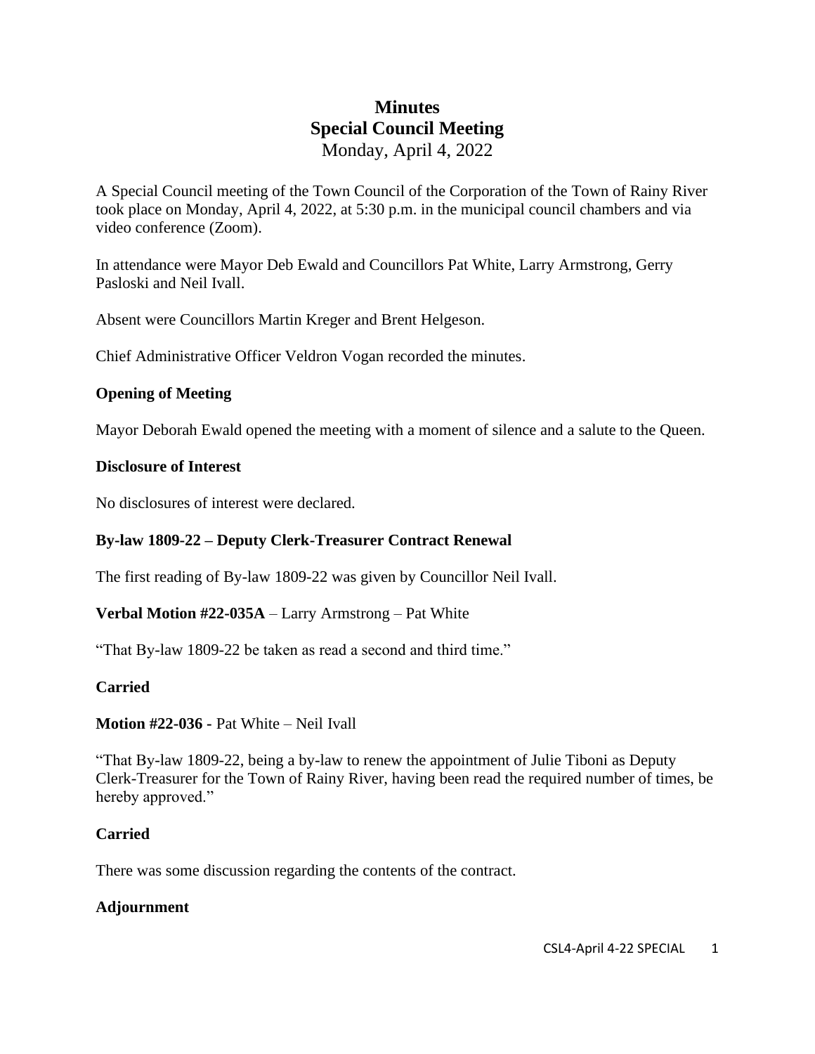# Minutes
## Special Council Meeting
Monday, April 4, 2022

A Special Council meeting of the Town Council of the Corporation of the Town of Rainy River took place on Monday, April 4, 2022, at 5:30 p.m. in the municipal council chambers and via video conference (Zoom).

In attendance were Mayor Deb Ewald and Councillors Pat White, Larry Armstrong, Gerry Pasloski and Neil Ivall.

Absent were Councillors Martin Kreger and Brent Helgeson.

Chief Administrative Officer Veldron Vogan recorded the minutes.

**Opening of Meeting**

Mayor Deborah Ewald opened the meeting with a moment of silence and a salute to the Queen.

**Disclosure of Interest**

No disclosures of interest were declared.

**By-law 1809-22 – Deputy Clerk-Treasurer Contract Renewal**

The first reading of By-law 1809-22 was given by Councillor Neil Ivall.

**Verbal Motion #22-035A** – Larry Armstrong – Pat White

"That By-law 1809-22 be taken as read a second and third time."

**Carried**

**Motion #22-036 -** Pat White – Neil Ivall

"That By-law 1809-22, being a by-law to renew the appointment of Julie Tiboni as Deputy Clerk-Treasurer for the Town of Rainy River, having been read the required number of times, be hereby approved."

**Carried**

There was some discussion regarding the contents of the contract.

**Adjournment**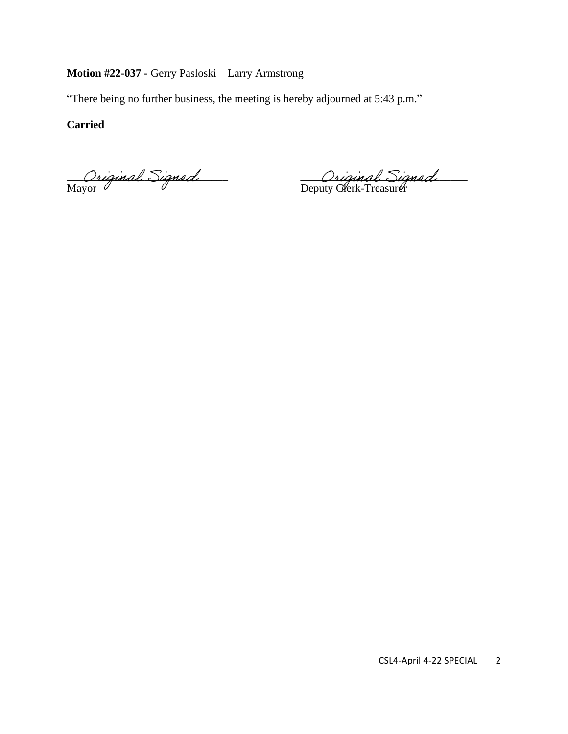**Motion #22-037 -** Gerry Pasloski – Larry Armstrong

"There being no further business, the meeting is hereby adjourned at 5:43 p.m."

**Carried**

*Original Signed*
Mayor

*Original Signed*
Deputy Clerk-Treasurer